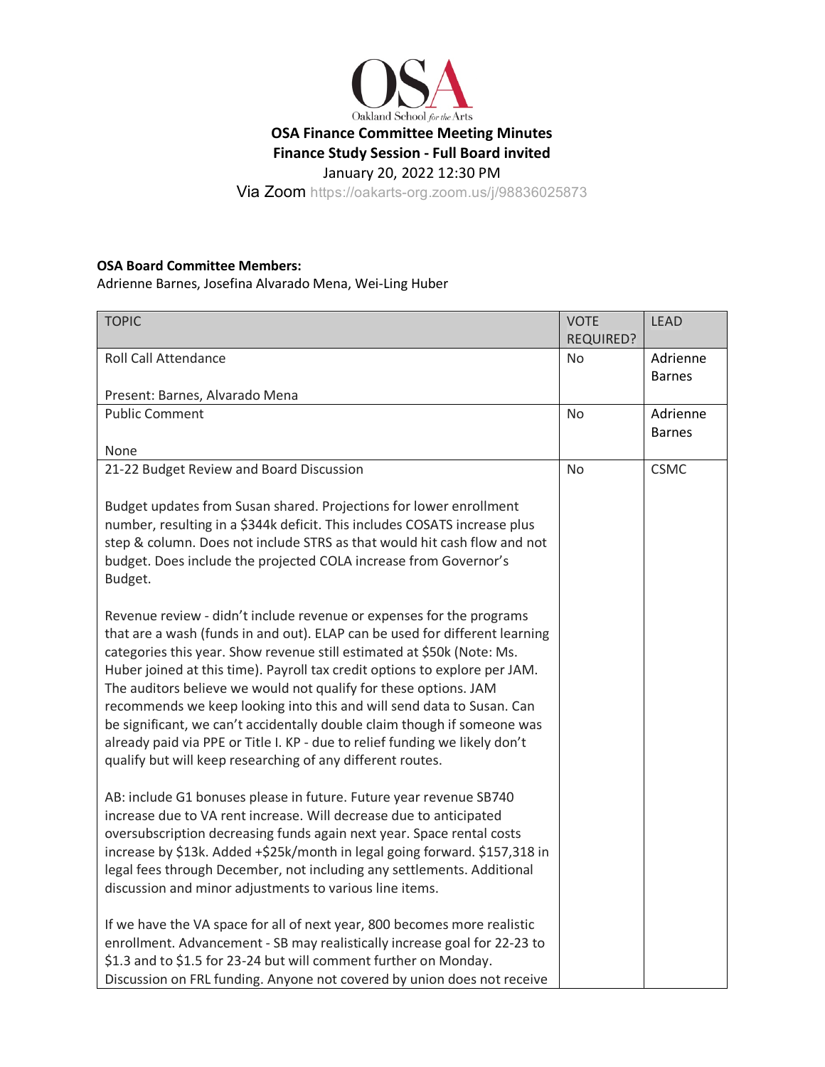# OSA Finance Committee Meeting Minutes

## Finance Study Session - Full Board invited

January 20, 2022 12:30 PM

Via Zoom https://oakarts-org.zoom.us/j/98836025873

**OSA Board Committee Members:**
Adrienne Barnes, Josefina Alvarado Mena, Wei-Ling Huber

| TOPIC | VOTE REQUIRED? | LEAD |
|---|---|---|
| Roll Call Attendance<br><br>Present: Barnes, Alvarado Mena | No | Adrienne Barnes |
| Public Comment<br><br>None | No | Adrienne Barnes |
| 21-22 Budget Review and Board Discussion<br><br>Budget updates from Susan shared. Projections for lower enrollment number, resulting in a $344k deficit. This includes COSATS increase plus step & column. Does not include STRS as that would hit cash flow and not budget. Does include the projected COLA increase from Governor's Budget.<br><br>Revenue review - didn't include revenue or expenses for the programs that are a wash (funds in and out). ELAP can be used for different learning categories this year. Show revenue still estimated at $50k (Note: Ms. Huber joined at this time). Payroll tax credit options to explore per JAM. The auditors believe we would not qualify for these options. JAM recommends we keep looking into this and will send data to Susan. Can be significant, we can't accidentally double claim though if someone was already paid via PPE or Title I. KP - due to relief funding we likely don't qualify but will keep researching of any different routes.<br><br>AB: include G1 bonuses please in future. Future year revenue SB740 increase due to VA rent increase. Will decrease due to anticipated oversubscription decreasing funds again next year. Space rental costs increase by $13k. Added +$25k/month in legal going forward. $157,318 in legal fees through December, not including any settlements. Additional discussion and minor adjustments to various line items.<br><br>If we have the VA space for all of next year, 800 becomes more realistic enrollment. Advancement - SB may realistically increase goal for 22-23 to $1.3 and to $1.5 for 23-24 but will comment further on Monday. Discussion on FRL funding. Anyone not covered by union does not receive | No | CSMC |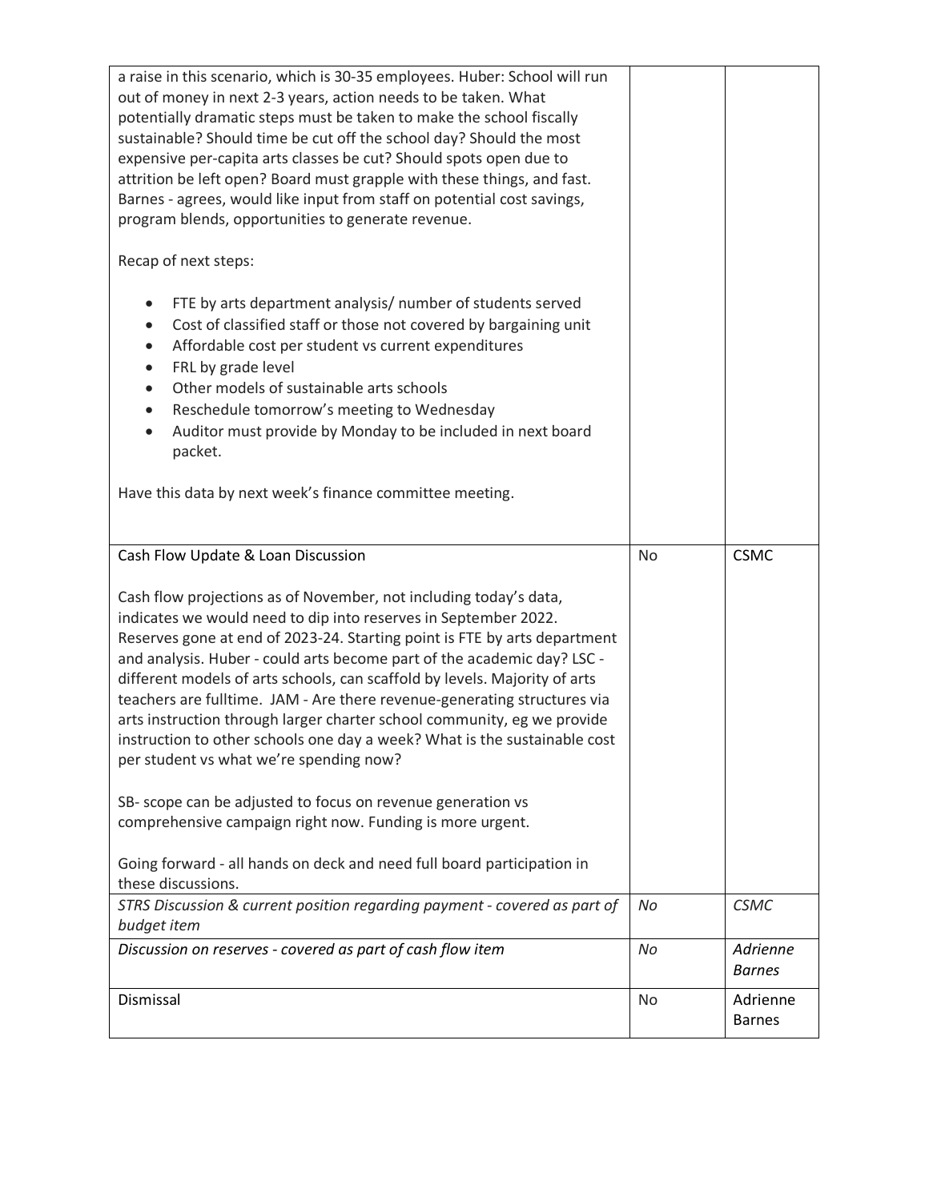| | | |
|---|---|---|
| a raise in this scenario, which is 30-35 employees. Huber: School will run out of money in next 2-3 years, action needs to be taken. What potentially dramatic steps must be taken to make the school fiscally sustainable? Should time be cut off the school day? Should the most expensive per-capita arts classes be cut? Should spots open due to attrition be left open? Board must grapple with these things, and fast. Barnes - agrees, would like input from staff on potential cost savings, program blends, opportunities to generate revenue.<br><br>Recap of next steps:<br><br>• FTE by arts department analysis/ number of students served<br>• Cost of classified staff or those not covered by bargaining unit<br>• Affordable cost per student vs current expenditures<br>• FRL by grade level<br>• Other models of sustainable arts schools<br>• Reschedule tomorrow's meeting to Wednesday<br>• Auditor must provide by Monday to be included in next board packet.<br><br>Have this data by next week's finance committee meeting. | | |
| Cash Flow Update & Loan Discussion<br><br>Cash flow projections as of November, not including today's data, indicates we would need to dip into reserves in September 2022. Reserves gone at end of 2023-24. Starting point is FTE by arts department and analysis. Huber - could arts become part of the academic day? LSC - different models of arts schools, can scaffold by levels. Majority of arts teachers are fulltime. JAM - Are there revenue-generating structures via arts instruction through larger charter school community, eg we provide instruction to other schools one day a week? What is the sustainable cost per student vs what we're spending now?<br><br>SB- scope can be adjusted to focus on revenue generation vs comprehensive campaign right now. Funding is more urgent.<br><br>Going forward - all hands on deck and need full board participation in these discussions. | No | CSMC |
| *STRS Discussion & current position regarding payment - covered as part of budget item* | *No* | *CSMC* |
| *Discussion on reserves - covered as part of cash flow item* | *No* | *Adrienne Barnes* |
| Dismissal | No | Adrienne Barnes |